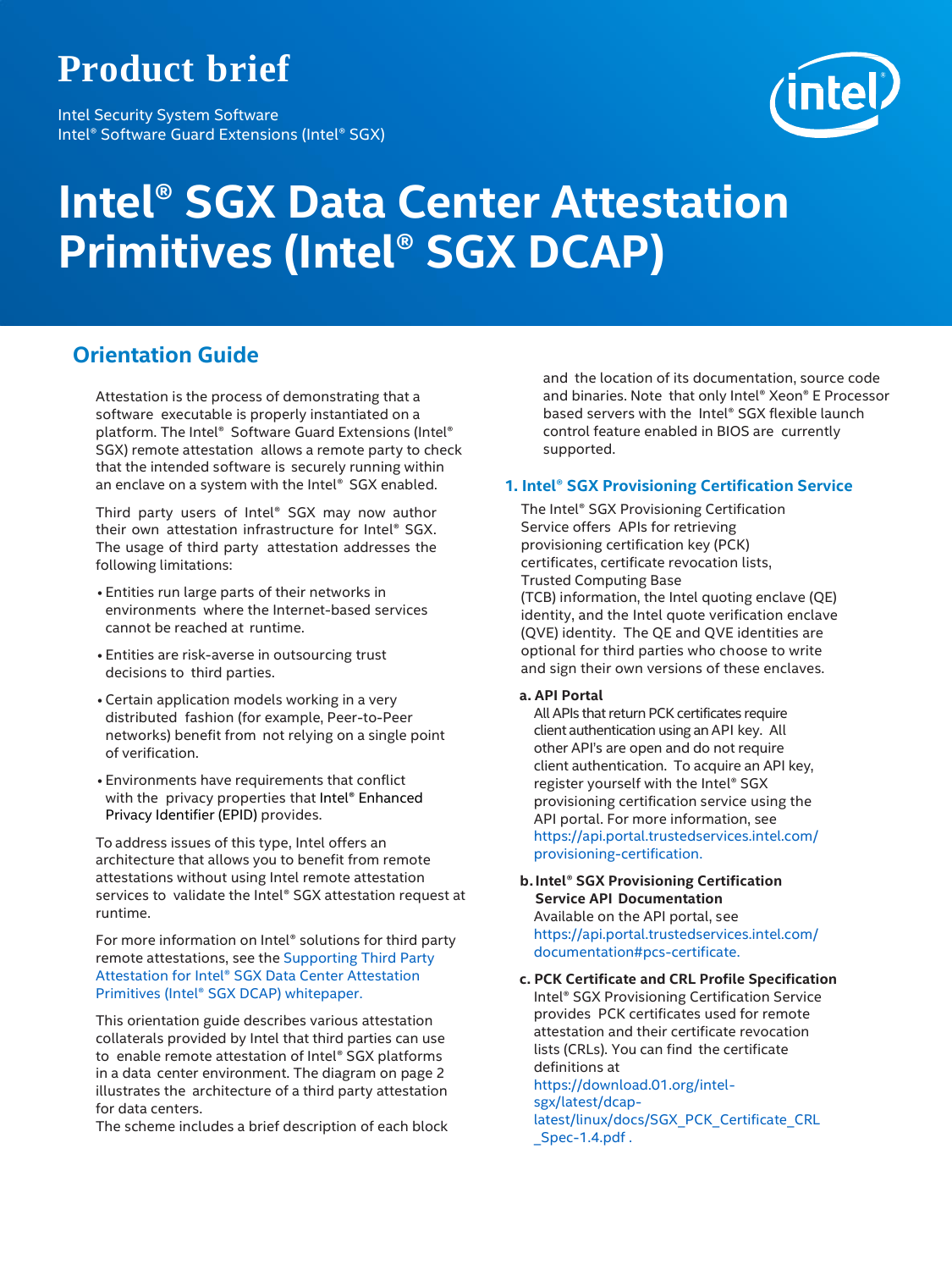# Product brief

Intel Security System Software
Intel® Software Guard Extensions (Intel® SGX)

# Intel® SGX Data Center Attestation Primitives (Intel® SGX DCAP)

## Orientation Guide

Attestation is the process of demonstrating that a software executable is properly instantiated on a platform. The Intel® Software Guard Extensions (Intel® SGX) remote attestation allows a remote party to check that the intended software is securely running within an enclave on a system with the Intel® SGX enabled.

Third party users of Intel® SGX may now author their own attestation infrastructure for Intel® SGX. The usage of third party attestation addresses the following limitations:

- Entities run large parts of their networks in environments where the Internet-based services cannot be reached at runtime.
- Entities are risk-averse in outsourcing trust decisions to third parties.
- Certain application models working in a very distributed fashion (for example, Peer-to-Peer networks) benefit from not relying on a single point of verification.
- Environments have requirements that conflict with the privacy properties that Intel® Enhanced Privacy Identifier (EPID) provides.

To address issues of this type, Intel offers an architecture that allows you to benefit from remote attestations without using Intel remote attestation services to validate the Intel® SGX attestation request at runtime.

For more information on Intel® solutions for third party remote attestations, see the Supporting Third Party Attestation for Intel® SGX Data Center Attestation Primitives (Intel® SGX DCAP) whitepaper.

This orientation guide describes various attestation collaterals provided by Intel that third parties can use to enable remote attestation of Intel® SGX platforms in a data center environment. The diagram on page 2 illustrates the architecture of a third party attestation for data centers.
The scheme includes a brief description of each block and the location of its documentation, source code and binaries. Note that only Intel® Xeon® E Processor based servers with the Intel® SGX flexible launch control feature enabled in BIOS are currently supported.

### 1. Intel® SGX Provisioning Certification Service

The Intel® SGX Provisioning Certification Service offers APIs for retrieving provisioning certification key (PCK) certificates, certificate revocation lists, Trusted Computing Base (TCB) information, the Intel quoting enclave (QE) identity, and the Intel quote verification enclave (QVE) identity. The QE and QVE identities are optional for third parties who choose to write and sign their own versions of these enclaves.

**a. API Portal**

All APIs that return PCK certificates require client authentication using an API key. All other API's are open and do not require client authentication. To acquire an API key, register yourself with the Intel® SGX provisioning certification service using the API portal. For more information, see https://api.portal.trustedservices.intel.com/provisioning-certification.

**b. Intel® SGX Provisioning Certification Service API Documentation**

Available on the API portal, see https://api.portal.trustedservices.intel.com/documentation#pcs-certificate.

**c. PCK Certificate and CRL Profile Specification**

Intel® SGX Provisioning Certification Service provides PCK certificates used for remote attestation and their certificate revocation lists (CRLs). You can find the certificate definitions at https://download.01.org/intel-sgx/latest/dcap-latest/linux/docs/SGX_PCK_Certificate_CRL_Spec-1.4.pdf .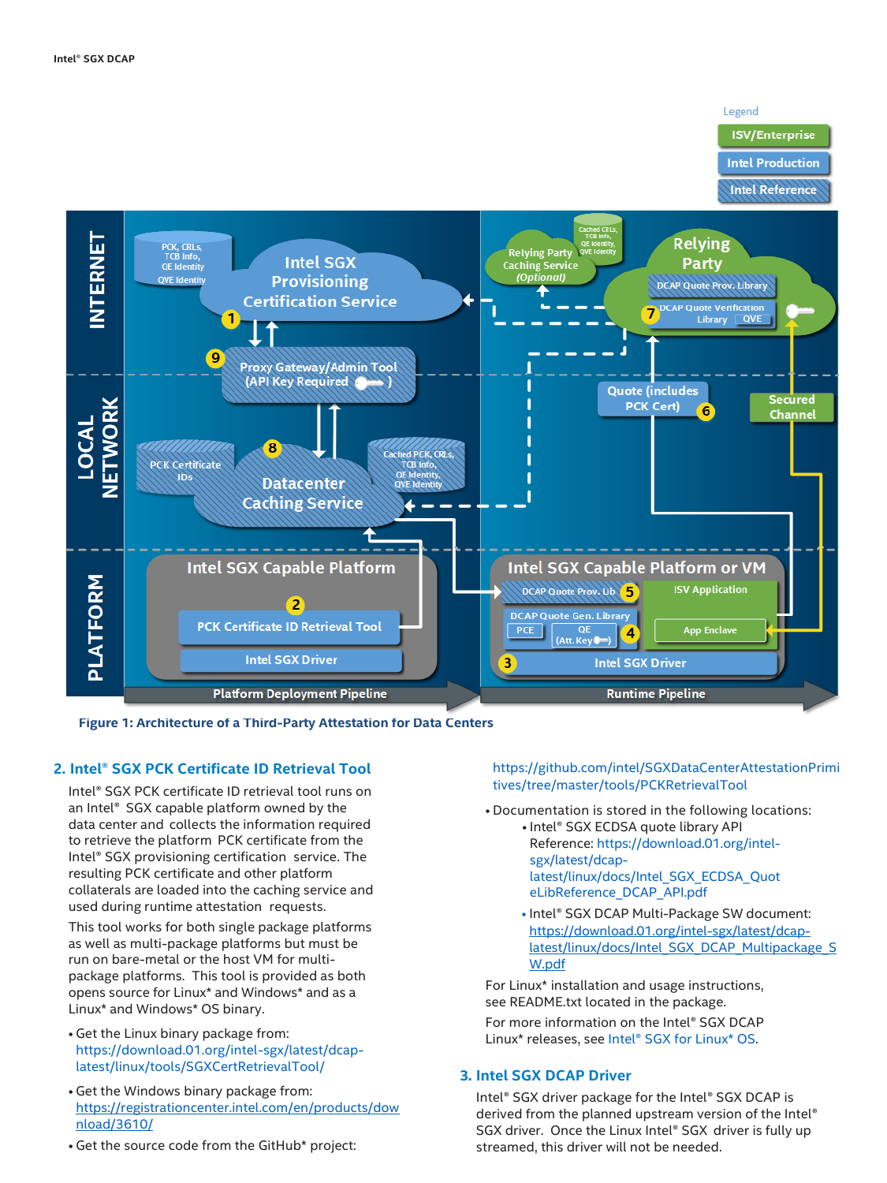Figure 1: Architecture of a Third-Party Attestation for Data Centers

## 2. Intel® SGX PCK Certificate ID Retrieval Tool

Intel® SGX PCK certificate ID retrieval tool runs on an Intel® SGX capable platform owned by the data center and collects the information required to retrieve the platform PCK certificate from the Intel® SGX provisioning certification service. The resulting PCK certificate and other platform collaterals are loaded into the caching service and used during runtime attestation requests.

This tool works for both single package platforms as well as multi-package platforms but must be run on bare-metal or the host VM for multi-package platforms. This tool is provided as both opens source for Linux* and Windows* and as a Linux* and Windows* OS binary.

- Get the Linux binary package from: https://download.01.org/intel-sgx/latest/dcap-latest/linux/tools/SGXCertRetrievalTool/
- Get the Windows binary package from: https://registrationcenter.intel.com/en/products/download/3610/
- Get the source code from the GitHub* project: https://github.com/intel/SGXDataCenterAttestationPrimitives/tree/master/tools/PCKRetrievalTool
- Documentation is stored in the following locations:
  - Intel® SGX ECDSA quote library API Reference: https://download.01.org/intel-sgx/latest/dcap-latest/linux/docs/Intel_SGX_ECDSA_QuoteLibReference_DCAP_API.pdf
  - Intel® SGX DCAP Multi-Package SW document: https://download.01.org/intel-sgx/latest/dcap-latest/linux/docs/Intel_SGX_DCAP_Multipackage_SW.pdf

For Linux* installation and usage instructions, see README.txt located in the package.

For more information on the Intel® SGX DCAP Linux* releases, see Intel® SGX for Linux* OS.

## 3. Intel SGX DCAP Driver

Intel® SGX driver package for the Intel® SGX DCAP is derived from the planned upstream version of the Intel® SGX driver. Once the Linux Intel® SGX driver is fully up streamed, this driver will not be needed.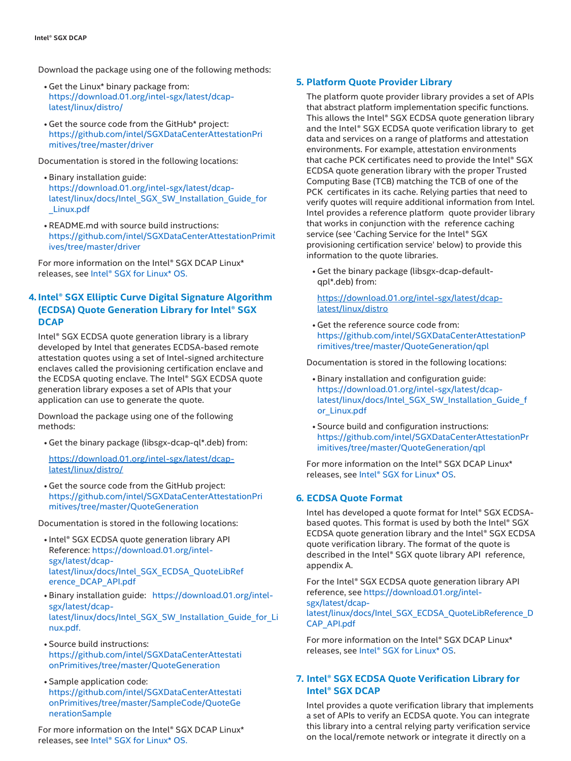Download the package using one of the following methods:

- Get the Linux* binary package from: https://download.01.org/intel-sgx/latest/dcap-latest/linux/distro/
- Get the source code from the GitHub* project: https://github.com/intel/SGXDataCenterAttestationPrimitives/tree/master/driver

Documentation is stored in the following locations:

- Binary installation guide: https://download.01.org/intel-sgx/latest/dcap-latest/linux/docs/Intel_SGX_SW_Installation_Guide_for_Linux.pdf
- README.md with source build instructions: https://github.com/intel/SGXDataCenterAttestationPrimitives/tree/master/driver

For more information on the Intel® SGX DCAP Linux* releases, see Intel® SGX for Linux* OS.

## 4. Intel® SGX Elliptic Curve Digital Signature Algorithm (ECDSA) Quote Generation Library for Intel® SGX DCAP

Intel® SGX ECDSA quote generation library is a library developed by Intel that generates ECDSA-based remote attestation quotes using a set of Intel-signed architecture enclaves called the provisioning certification enclave and the ECDSA quoting enclave. The Intel® SGX ECDSA quote generation library exposes a set of APIs that your application can use to generate the quote.

Download the package using one of the following methods:

- Get the binary package (libsgx-dcap-ql*.deb) from:

  https://download.01.org/intel-sgx/latest/dcap-latest/linux/distro/

- Get the source code from the GitHub project: https://github.com/intel/SGXDataCenterAttestationPrimitives/tree/master/QuoteGeneration

Documentation is stored in the following locations:

- Intel® SGX ECDSA quote generation library API Reference: https://download.01.org/intel-sgx/latest/dcap-latest/linux/docs/Intel_SGX_ECDSA_QuoteLibReference_DCAP_API.pdf
- Binary installation guide: https://download.01.org/intel-sgx/latest/dcap-latest/linux/docs/Intel_SGX_SW_Installation_Guide_for_Linux.pdf.
- Source build instructions: https://github.com/intel/SGXDataCenterAttestationPrimitives/tree/master/QuoteGeneration
- Sample application code: https://github.com/intel/SGXDataCenterAttestationPrimitives/tree/master/SampleCode/QuoteGenerationSample

For more information on the Intel® SGX DCAP Linux* releases, see Intel® SGX for Linux* OS.

## 5. Platform Quote Provider Library

The platform quote provider library provides a set of APIs that abstract platform implementation specific functions. This allows the Intel® SGX ECDSA quote generation library and the Intel® SGX ECDSA quote verification library to get data and services on a range of platforms and attestation environments. For example, attestation environments that cache PCK certificates need to provide the Intel® SGX ECDSA quote generation library with the proper Trusted Computing Base (TCB) matching the TCB of one of the PCK certificates in its cache. Relying parties that need to verify quotes will require additional information from Intel. Intel provides a reference platform quote provider library that works in conjunction with the reference caching service (see 'Caching Service for the Intel® SGX provisioning certification service' below) to provide this information to the quote libraries.

- Get the binary package (libsgx-dcap-default-qpl*.deb) from:

  https://download.01.org/intel-sgx/latest/dcap-latest/linux/distro

- Get the reference source code from: https://github.com/intel/SGXDataCenterAttestationPrimitives/tree/master/QuoteGeneration/qpl

Documentation is stored in the following locations:

- Binary installation and configuration guide: https://download.01.org/intel-sgx/latest/dcap-latest/linux/docs/Intel_SGX_SW_Installation_Guide_for_Linux.pdf
- Source build and configuration instructions: https://github.com/intel/SGXDataCenterAttestationPrimitives/tree/master/QuoteGeneration/qpl

For more information on the Intel® SGX DCAP Linux* releases, see Intel® SGX for Linux* OS.

## 6. ECDSA Quote Format

Intel has developed a quote format for Intel® SGX ECDSA-based quotes. This format is used by both the Intel® SGX ECDSA quote generation library and the Intel® SGX ECDSA quote verification library. The format of the quote is described in the Intel® SGX quote library API reference, appendix A.

For the Intel® SGX ECDSA quote generation library API reference, see https://download.01.org/intel-sgx/latest/dcap-latest/linux/docs/Intel_SGX_ECDSA_QuoteLibReference_DCAP_API.pdf

For more information on the Intel® SGX DCAP Linux* releases, see Intel® SGX for Linux* OS.

## 7. Intel® SGX ECDSA Quote Verification Library for Intel® SGX DCAP

Intel provides a quote verification library that implements a set of APIs to verify an ECDSA quote. You can integrate this library into a central relying party verification service on the local/remote network or integrate it directly on a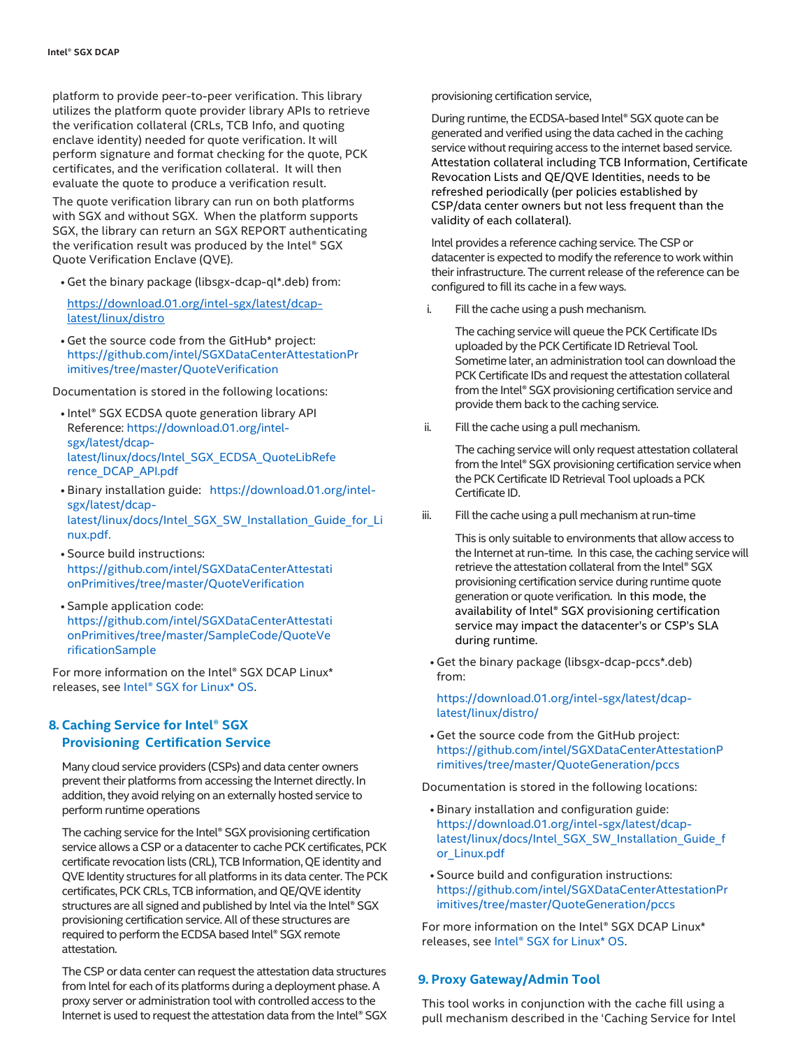platform to provide peer-to-peer verification. This library utilizes the platform quote provider library APIs to retrieve the verification collateral (CRLs, TCB Info, and quoting enclave identity) needed for quote verification. It will perform signature and format checking for the quote, PCK certificates, and the verification collateral. It will then evaluate the quote to produce a verification result.

The quote verification library can run on both platforms with SGX and without SGX. When the platform supports SGX, the library can return an SGX REPORT authenticating the verification result was produced by the Intel® SGX Quote Verification Enclave (QVE).

- Get the binary package (libsgx-dcap-ql*.deb) from:

  https://download.01.org/intel-sgx/latest/dcap-latest/linux/distro

- Get the source code from the GitHub* project: https://github.com/intel/SGXDataCenterAttestationPrimitives/tree/master/QuoteVerification

Documentation is stored in the following locations:

- Intel® SGX ECDSA quote generation library API Reference: https://download.01.org/intel-sgx/latest/dcap-latest/linux/docs/Intel_SGX_ECDSA_QuoteLibReference_DCAP_API.pdf
- Binary installation guide: https://download.01.org/intel-sgx/latest/dcap-latest/linux/docs/Intel_SGX_SW_Installation_Guide_for_Linux.pdf.
- Source build instructions: https://github.com/intel/SGXDataCenterAttestationPrimitives/tree/master/QuoteVerification
- Sample application code: https://github.com/intel/SGXDataCenterAttestationPrimitives/tree/master/SampleCode/QuoteVerificationSample

For more information on the Intel® SGX DCAP Linux* releases, see Intel® SGX for Linux* OS.

## 8. Caching Service for Intel® SGX Provisioning Certification Service

Many cloud service providers (CSPs) and data center owners prevent their platforms from accessing the Internet directly. In addition, they avoid relying on an externally hosted service to perform runtime operations

The caching service for the Intel® SGX provisioning certification service allows a CSP or a datacenter to cache PCK certificates, PCK certificate revocation lists (CRL), TCB Information, QE identity and QVE Identity structures for all platforms in its data center. The PCK certificates, PCK CRLs, TCB information, and QE/QVE identity structures are all signed and published by Intel via the Intel® SGX provisioning certification service. All of these structures are required to perform the ECDSA based Intel® SGX remote attestation.

The CSP or data center can request the attestation data structures from Intel for each of its platforms during a deployment phase. A proxy server or administration tool with controlled access to the Internet is used to request the attestation data from the Intel® SGX provisioning certification service,

During runtime, the ECDSA-based Intel® SGX quote can be generated and verified using the data cached in the caching service without requiring access to the internet based service. Attestation collateral including TCB Information, Certificate Revocation Lists and QE/QVE Identities, needs to be refreshed periodically (per policies established by CSP/data center owners but not less frequent than the validity of each collateral).

Intel provides a reference caching service. The CSP or datacenter is expected to modify the reference to work within their infrastructure. The current release of the reference can be configured to fill its cache in a few ways.

i. Fill the cache using a push mechanism.

   The caching service will queue the PCK Certificate IDs uploaded by the PCK Certificate ID Retrieval Tool. Sometime later, an administration tool can download the PCK Certificate IDs and request the attestation collateral from the Intel® SGX provisioning certification service and provide them back to the caching service.

ii. Fill the cache using a pull mechanism.

   The caching service will only request attestation collateral from the Intel® SGX provisioning certification service when the PCK Certificate ID Retrieval Tool uploads a PCK Certificate ID.

iii. Fill the cache using a pull mechanism at run-time

   This is only suitable to environments that allow access to the Internet at run-time. In this case, the caching service will retrieve the attestation collateral from the Intel® SGX provisioning certification service during runtime quote generation or quote verification. In this mode, the availability of Intel® SGX provisioning certification service may impact the datacenter's or CSP's SLA during runtime.

- Get the binary package (libsgx-dcap-pccs*.deb) from:

  https://download.01.org/intel-sgx/latest/dcap-latest/linux/distro/

- Get the source code from the GitHub project: https://github.com/intel/SGXDataCenterAttestationPrimitives/tree/master/QuoteGeneration/pccs

Documentation is stored in the following locations:

- Binary installation and configuration guide: https://download.01.org/intel-sgx/latest/dcap-latest/linux/docs/Intel_SGX_SW_Installation_Guide_for_Linux.pdf
- Source build and configuration instructions: https://github.com/intel/SGXDataCenterAttestationPrimitives/tree/master/QuoteGeneration/pccs

For more information on the Intel® SGX DCAP Linux* releases, see Intel® SGX for Linux* OS.

## 9. Proxy Gateway/Admin Tool

This tool works in conjunction with the cache fill using a pull mechanism described in the 'Caching Service for Intel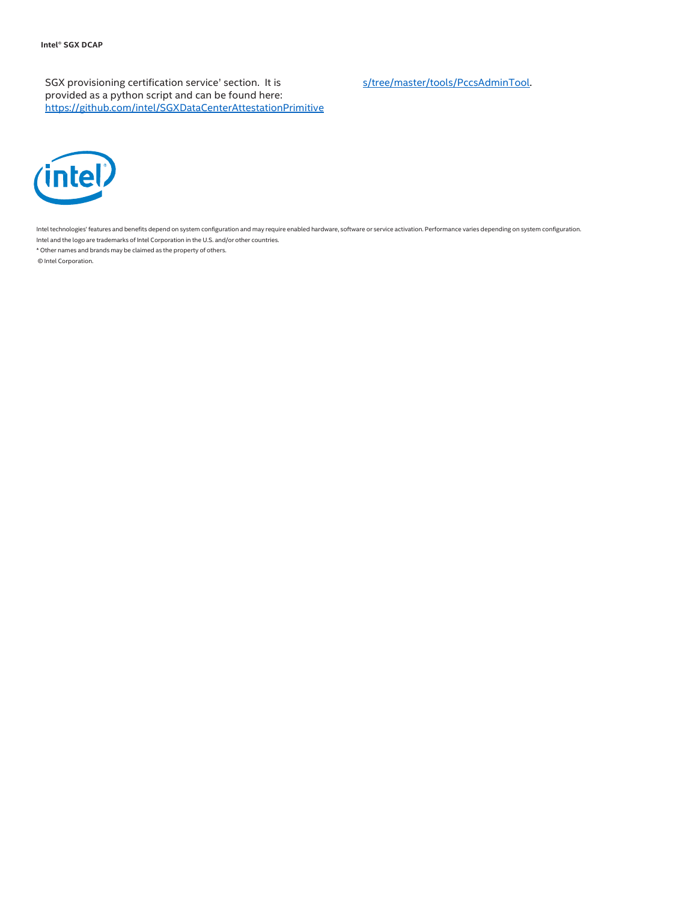SGX provisioning certification service' section. It is provided as a python script and can be found here: [https://github.com/intel/SGXDataCenterAttestationPrimitives/tree/master/tools/PccsAdminTool](https://github.com/intel/SGXDataCenterAttestationPrimitives/tree/master/tools/PccsAdminTool).

Intel technologies' features and benefits depend on system configuration and may require enabled hardware, software or service activation. Performance varies depending on system configuration.

Intel and the logo are trademarks of Intel Corporation in the U.S. and/or other countries.

* Other names and brands may be claimed as the property of others.

© Intel Corporation.